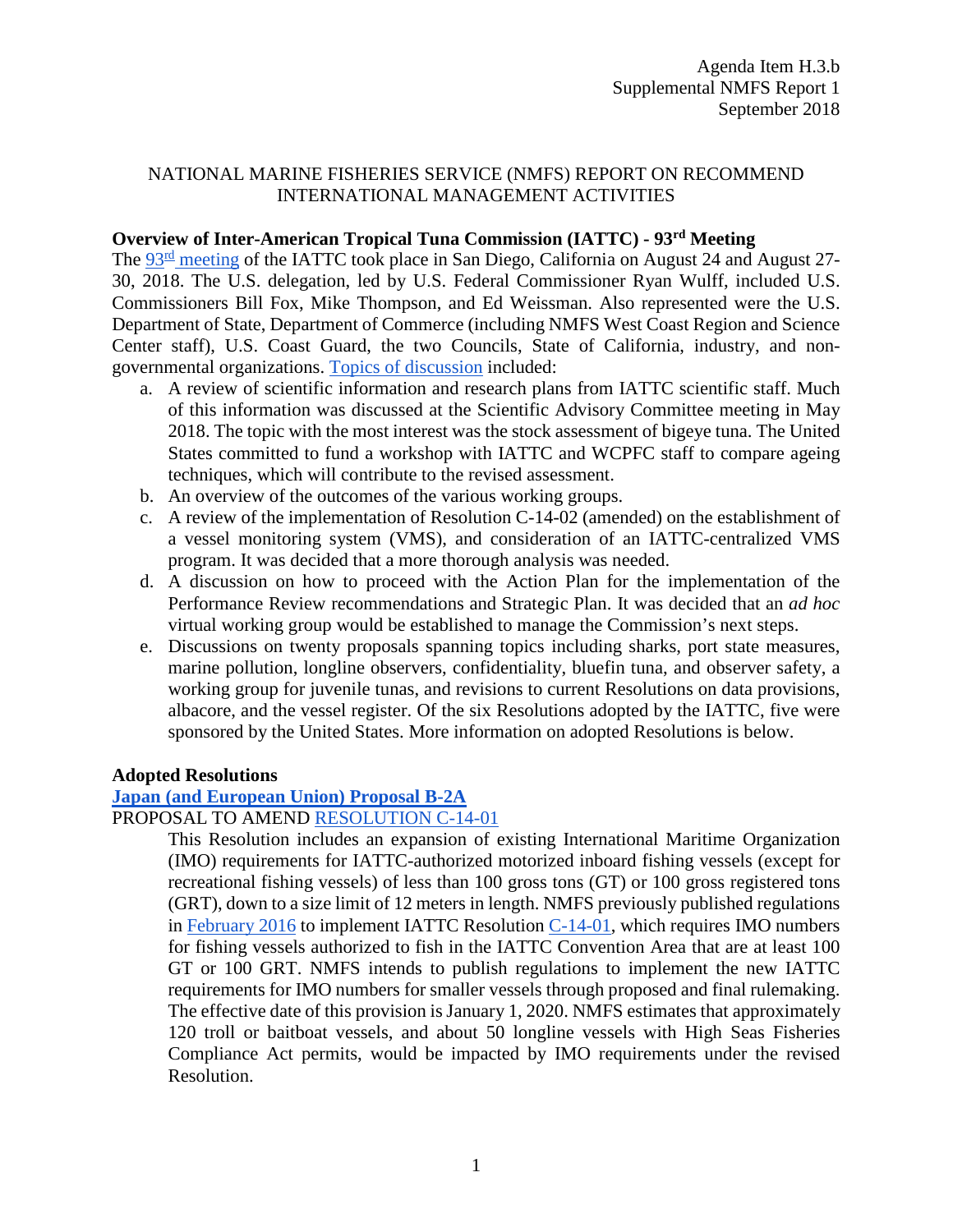Agenda Item H.3.b
Supplemental NMFS Report 1
September 2018

NATIONAL MARINE FISHERIES SERVICE (NMFS) REPORT ON RECOMMEND INTERNATIONAL MANAGEMENT ACTIVITIES

**Overview of Inter-American Tropical Tuna Commission (IATTC) - 93rd Meeting**

The 93rd meeting of the IATTC took place in San Diego, California on August 24 and August 27-30, 2018. The U.S. delegation, led by U.S. Federal Commissioner Ryan Wulff, included U.S. Commissioners Bill Fox, Mike Thompson, and Ed Weissman. Also represented were the U.S. Department of State, Department of Commerce (including NMFS West Coast Region and Science Center staff), U.S. Coast Guard, the two Councils, State of California, industry, and non-governmental organizations. Topics of discussion included:

a. A review of scientific information and research plans from IATTC scientific staff. Much of this information was discussed at the Scientific Advisory Committee meeting in May 2018. The topic with the most interest was the stock assessment of bigeye tuna. The United States committed to fund a workshop with IATTC and WCPFC staff to compare ageing techniques, which will contribute to the revised assessment.
b. An overview of the outcomes of the various working groups.
c. A review of the implementation of Resolution C-14-02 (amended) on the establishment of a vessel monitoring system (VMS), and consideration of an IATTC-centralized VMS program. It was decided that a more thorough analysis was needed.
d. A discussion on how to proceed with the Action Plan for the implementation of the Performance Review recommendations and Strategic Plan. It was decided that an *ad hoc* virtual working group would be established to manage the Commission's next steps.
e. Discussions on twenty proposals spanning topics including sharks, port state measures, marine pollution, longline observers, confidentiality, bluefin tuna, and observer safety, a working group for juvenile tunas, and revisions to current Resolutions on data provisions, albacore, and the vessel register. Of the six Resolutions adopted by the IATTC, five were sponsored by the United States. More information on adopted Resolutions is below.

**Adopted Resolutions**

**Japan (and European Union) Proposal B-2A**

PROPOSAL TO AMEND RESOLUTION C-14-01

This Resolution includes an expansion of existing International Maritime Organization (IMO) requirements for IATTC-authorized motorized inboard fishing vessels (except for recreational fishing vessels) of less than 100 gross tons (GT) or 100 gross registered tons (GRT), down to a size limit of 12 meters in length. NMFS previously published regulations in February 2016 to implement IATTC Resolution C-14-01, which requires IMO numbers for fishing vessels authorized to fish in the IATTC Convention Area that are at least 100 GT or 100 GRT. NMFS intends to publish regulations to implement the new IATTC requirements for IMO numbers for smaller vessels through proposed and final rulemaking. The effective date of this provision is January 1, 2020. NMFS estimates that approximately 120 troll or baitboat vessels, and about 50 longline vessels with High Seas Fisheries Compliance Act permits, would be impacted by IMO requirements under the revised Resolution.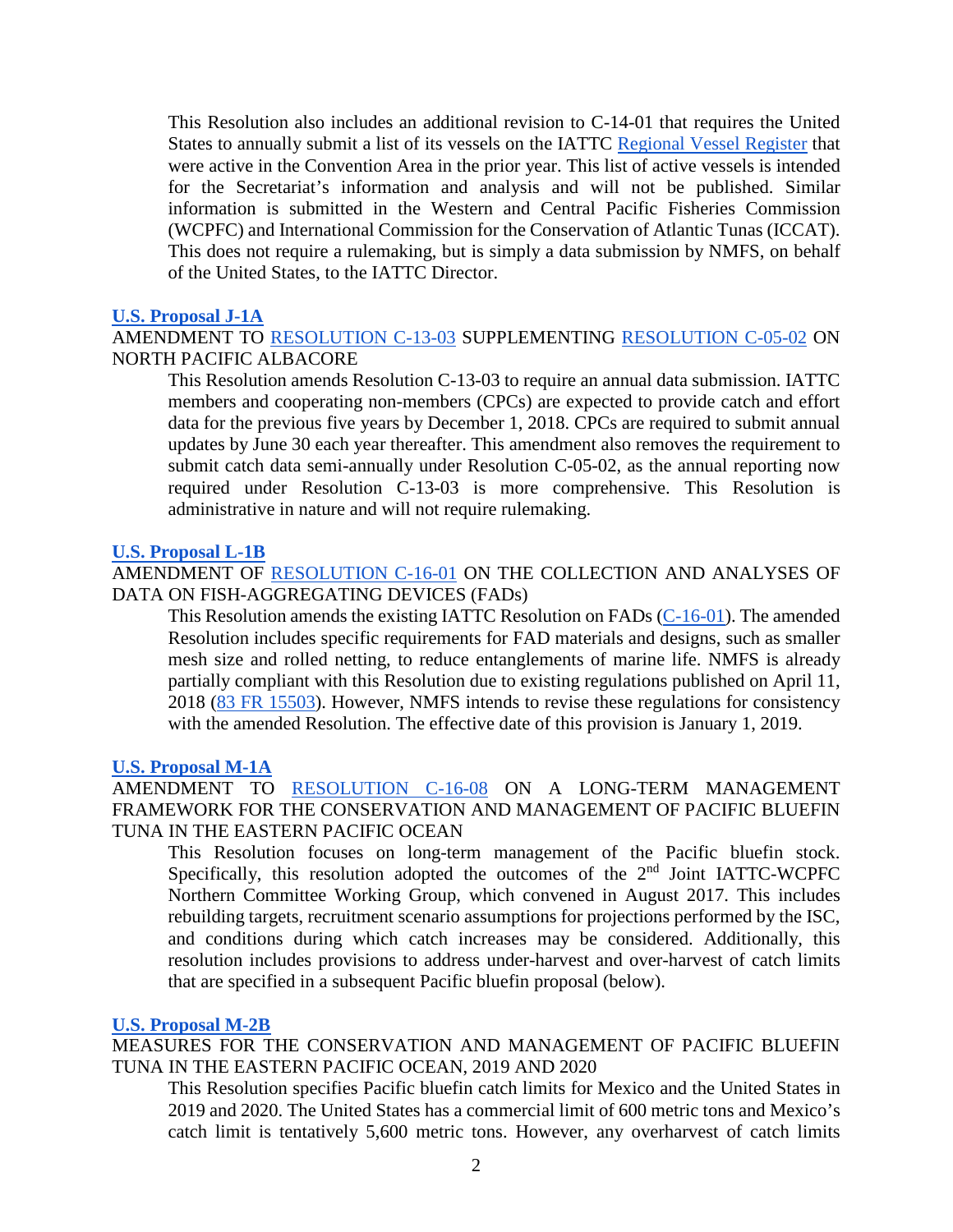This Resolution also includes an additional revision to C-14-01 that requires the United States to annually submit a list of its vessels on the IATTC Regional Vessel Register that were active in the Convention Area in the prior year. This list of active vessels is intended for the Secretariat's information and analysis and will not be published. Similar information is submitted in the Western and Central Pacific Fisheries Commission (WCPFC) and International Commission for the Conservation of Atlantic Tunas (ICCAT). This does not require a rulemaking, but is simply a data submission by NMFS, on behalf of the United States, to the IATTC Director.

**U.S. Proposal J-1A**

AMENDMENT TO RESOLUTION C-13-03 SUPPLEMENTING RESOLUTION C-05-02 ON NORTH PACIFIC ALBACORE

This Resolution amends Resolution C-13-03 to require an annual data submission. IATTC members and cooperating non-members (CPCs) are expected to provide catch and effort data for the previous five years by December 1, 2018. CPCs are required to submit annual updates by June 30 each year thereafter. This amendment also removes the requirement to submit catch data semi-annually under Resolution C-05-02, as the annual reporting now required under Resolution C-13-03 is more comprehensive. This Resolution is administrative in nature and will not require rulemaking.

**U.S. Proposal L-1B**

AMENDMENT OF RESOLUTION C-16-01 ON THE COLLECTION AND ANALYSES OF DATA ON FISH-AGGREGATING DEVICES (FADs)

This Resolution amends the existing IATTC Resolution on FADs (C-16-01). The amended Resolution includes specific requirements for FAD materials and designs, such as smaller mesh size and rolled netting, to reduce entanglements of marine life. NMFS is already partially compliant with this Resolution due to existing regulations published on April 11, 2018 (83 FR 15503). However, NMFS intends to revise these regulations for consistency with the amended Resolution. The effective date of this provision is January 1, 2019.

**U.S. Proposal M-1A**

AMENDMENT TO RESOLUTION C-16-08 ON A LONG-TERM MANAGEMENT FRAMEWORK FOR THE CONSERVATION AND MANAGEMENT OF PACIFIC BLUEFIN TUNA IN THE EASTERN PACIFIC OCEAN

This Resolution focuses on long-term management of the Pacific bluefin stock. Specifically, this resolution adopted the outcomes of the 2nd Joint IATTC-WCPFC Northern Committee Working Group, which convened in August 2017. This includes rebuilding targets, recruitment scenario assumptions for projections performed by the ISC, and conditions during which catch increases may be considered. Additionally, this resolution includes provisions to address under-harvest and over-harvest of catch limits that are specified in a subsequent Pacific bluefin proposal (below).

**U.S. Proposal M-2B**

MEASURES FOR THE CONSERVATION AND MANAGEMENT OF PACIFIC BLUEFIN TUNA IN THE EASTERN PACIFIC OCEAN, 2019 AND 2020

This Resolution specifies Pacific bluefin catch limits for Mexico and the United States in 2019 and 2020. The United States has a commercial limit of 600 metric tons and Mexico's catch limit is tentatively 5,600 metric tons. However, any overharvest of catch limits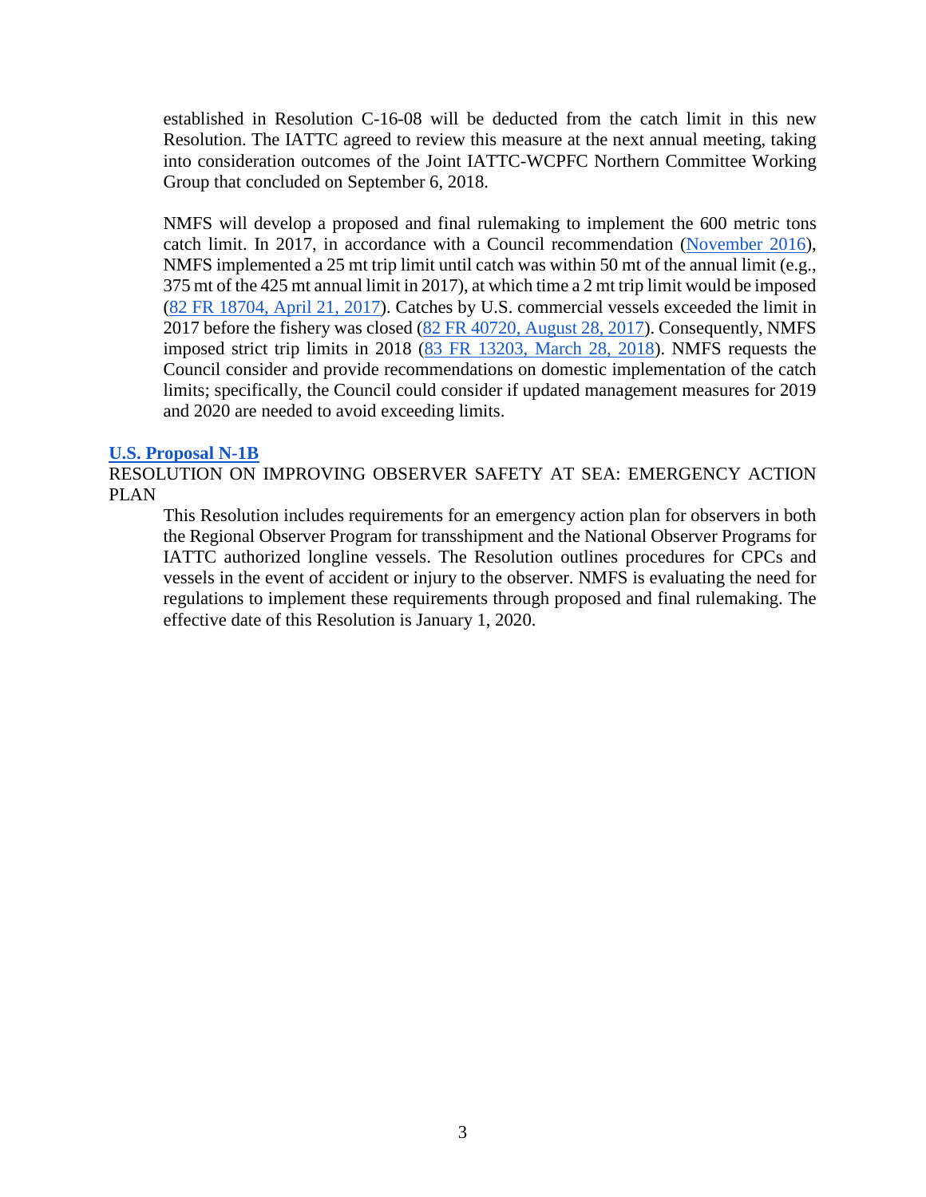established in Resolution C-16-08 will be deducted from the catch limit in this new Resolution. The IATTC agreed to review this measure at the next annual meeting, taking into consideration outcomes of the Joint IATTC-WCPFC Northern Committee Working Group that concluded on September 6, 2018.

NMFS will develop a proposed and final rulemaking to implement the 600 metric tons catch limit. In 2017, in accordance with a Council recommendation (November 2016), NMFS implemented a 25 mt trip limit until catch was within 50 mt of the annual limit (e.g., 375 mt of the 425 mt annual limit in 2017), at which time a 2 mt trip limit would be imposed (82 FR 18704, April 21, 2017). Catches by U.S. commercial vessels exceeded the limit in 2017 before the fishery was closed (82 FR 40720, August 28, 2017). Consequently, NMFS imposed strict trip limits in 2018 (83 FR 13203, March 28, 2018). NMFS requests the Council consider and provide recommendations on domestic implementation of the catch limits; specifically, the Council could consider if updated management measures for 2019 and 2020 are needed to avoid exceeding limits.

**U.S. Proposal N-1B**

RESOLUTION ON IMPROVING OBSERVER SAFETY AT SEA: EMERGENCY ACTION PLAN

This Resolution includes requirements for an emergency action plan for observers in both the Regional Observer Program for transshipment and the National Observer Programs for IATTC authorized longline vessels. The Resolution outlines procedures for CPCs and vessels in the event of accident or injury to the observer. NMFS is evaluating the need for regulations to implement these requirements through proposed and final rulemaking. The effective date of this Resolution is January 1, 2020.